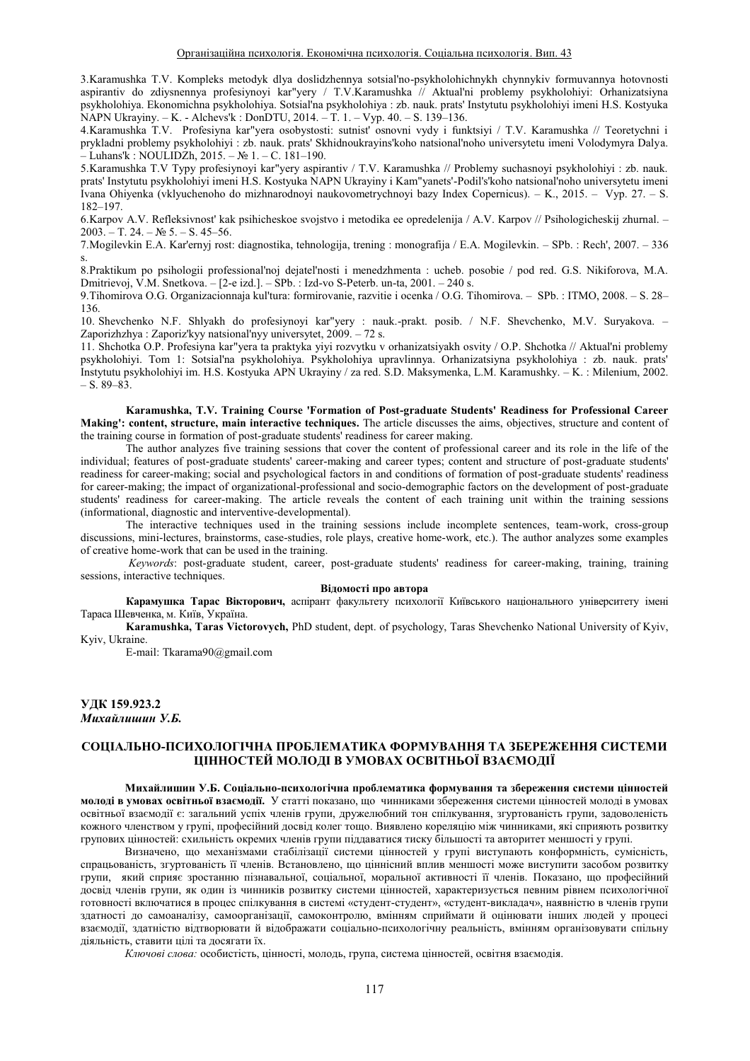3.Karamushka T.V. Kompleks metodyk dlya doslidzhennya sotsial'no-psykholohichnykh chynnykiv formuvannya hotovnosti aspirantiv do zdiysnennya profesiynoyi kar"yery / T.V.Karamushka // Aktual'ni problemy psykholohiyi: Orhanizatsiyna psykholohiya. Ekonomichna psykholohiya. Sotsial'na psykholohiya : zb. nauk. prats' Instytutu psykholohiyi imeni H.S. Kostyuka NAPN Ukrayiny. – K. - Alchevs'k : DonDTU, 2014. – T. 1. – Vyp. 40. – S. 139–136.

4.Karamushka T.V. Profesiyna kar"yera osobystosti: sutnist' osnovni vydy i funktsiyi / T.V. Karamushka // Teoretychni i prykladni problemy psykholohiyi : zb. nauk. prats' Skhidnoukrayins'koho natsional'noho universytetu imeni Volodymyra Dalya. – Luhans'k : NOULIDZh, 2015. – № 1. – С. 181–190.

5.Karamushka T.V Typy profesiynoyi kar"yery aspirantiv / T.V. Karamushka // Problemy suchasnoyi psykholohiyi : zb. nauk. prats' Instytutu psykholohiyi imeni H.S. Kostyuka NAPN Ukrayiny i Kam"yanets'-Podil's'koho natsional'noho universytetu imeni Ivana Ohiyenka (vklyuchenoho do mizhnarodnoyi naukovometrychnoyi bazy Index Copernicus). – K., 2015. – Vyp. 27. – S. 182–197.

6.Karpov A.V. Refleksivnost' kak psihicheskoe svojstvo i metodika ee opredelenija / A.V. Karpov // Psihologicheskij zhurnal. – 2003. – T. 24. – № 5. – S. 45–56.

7.Mogilevkin E.A. Kar'ernyj rost: diagnostika, tehnologija, trening : monografija / E.A. Mogilevkin. – SPb. : Rech', 2007. – 336 s.

8.Praktikum po psihologii professional'noj dejatel'nosti i menedzhmenta : ucheb. posobie / pod red. G.S. Nikiforova, M.A. Dmitrievoj, V.M. Snetkova. – [2-e izd.]. – SPb. : Izd-vo S-Peterb. un-ta, 2001. – 240 s.

9.Tihomirova O.G. Organizacionnaja kul'tura: formirovanie, razvitie i ocenka / O.G. Tihomirova. – SPb. : ITMO, 2008. – S. 28–136.

10. Shevchenko N.F. Shlyakh do profesiynoyi kar"yery : nauk.-prakt. posib. / N.F. Shevchenko, M.V. Suryakova. – Zaporizhzhya : Zaporiz'kyy natsional'nyy universytet, 2009. – 72 s.

11. Shchotka O.P. Profesiyna kar"yera ta praktyka yiyi rozvytku v orhanizatsiyakh osvity / O.P. Shchotka // Aktual'ni problemy psykholohiyi. Tom 1: Sotsial'na psykholohiya. Psykholohiya upravlinnya. Orhanizatsiyna psykholohiya : zb. nauk. prats' Instytutu psykholohiyi im. H.S. Kostyuka APN Ukrayiny / za red. S.D. Maksymenka, L.M. Karamushky. – K. : Milenium, 2002. – S. 89–83.

**Karamushka, T.V. Training Course 'Formation of Post-graduate Students' Readiness for Professional Career Making': content, structure, main interactive techniques.** The article discusses the aims, objectives, structure and content of the training course in formation of post-graduate students' readiness for career making.

The author analyzes five training sessions that cover the content of professional career and its role in the life of the individual; features of post-graduate students' career-making and career types; content and structure of post-graduate students' readiness for career-making; social and psychological factors in and conditions of formation of post-graduate students' readiness for career-making; the impact of organizational-professional and socio-demographic factors on the development of post-graduate students' readiness for career-making. The article reveals the content of each training unit within the training sessions (informational, diagnostic and interventive-developmental).

The interactive techniques used in the training sessions include incomplete sentences, team-work, cross-group discussions, mini-lectures, brainstorms, case-studies, role plays, creative home-work, etc.). The author analyzes some examples of creative home-work that can be used in the training.

*Keywords*: post-graduate student, career, post-graduate students' readiness for career-making, training, training sessions, interactive techniques.

**Відомості про автора**

**Карамушка Тарас Вікторович,** аспірант факультету психології Київського національного університету імені Тараса Шевченка, м. Київ, Україна.

**Karamushka, Taras Victorovych,** PhD student, dept. of psychology, Taras Shevchenko National University of Kyiv, Kyiv, Ukraine.

E-mail: Tkarama90@gmail.com

**УДК 159.923.2**
***Михайлишин У.Б.***

## СОЦІАЛЬНО-ПСИХОЛОГІЧНА ПРОБЛЕМАТИКА ФОРМУВАННЯ ТА ЗБЕРЕЖЕННЯ СИСТЕМИ ЦІННОСТЕЙ МОЛОДІ В УМОВАХ ОСВІТНЬОЇ ВЗАЄМОДІЇ

**Михайлишин У.Б. Соціально-психологічна проблематика формування та збереження системи цінностей молоді в умовах освітньої взаємодії.** У статті показано, що чинниками збереження системи цінностей молоді в умовах освітньої взаємодії є: загальний успіх членів групи, дружелюбний тон спілкування, згуртованість групи, задоволеність кожного членством у групі, професійний досвід колег тощо. Виявлено кореляцію між чинниками, які сприяють розвитку групових цінностей: схильність окремих членів групи піддаватися тиску більшості та авторитет меншості у групі.

Визначено, що механізмами стабілізації системи цінностей у групі виступають конформність, сумісність, спрацьованість, згуртованість її членів. Встановлено, що ціннісний вплив меншості може виступити засобом розвитку групи, який сприяє зростанню пізнавальної, соціальної, моральної активності її членів. Показано, що професійний досвід членів групи, як один із чинників розвитку системи цінностей, характеризується певним рівнем психологічної готовності включатися в процес спілкування в системі «студент-студент», «студент-викладач», наявністю в членів групи здатності до самоаналізу, самоорганізації, самоконтролю, вмінням сприймати й оцінювати інших людей у процесі взаємодії, здатністю відтворювати й відображати соціально-психологічну реальність, вмінням організовувати спільну діяльність, ставити цілі та досягати їх.

*Ключові слова:* особистість, цінності, молодь, група, система цінностей, освітня взаємодія.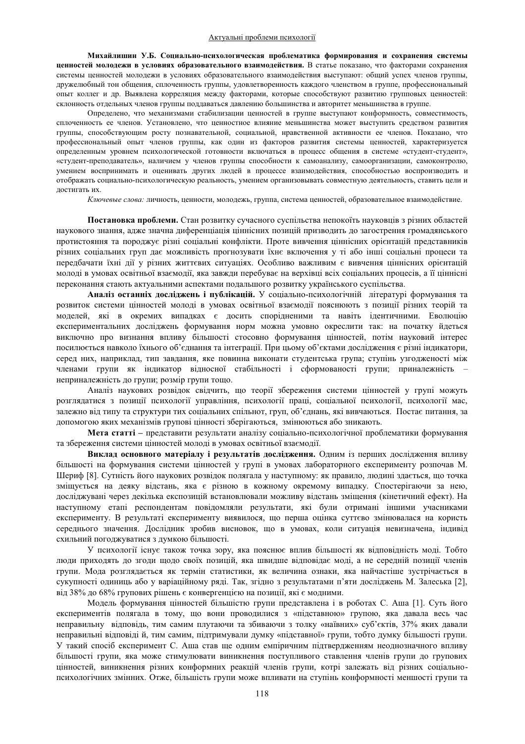**Михайлишин У.Б. Социально-психологическая проблематика формирования и сохранения системы ценностей молодежи в условиях образовательного взаимодействия.** В статье показано, что факторами сохранения системы ценностей молодежи в условиях образовательного взаимодействия выступают: общий успех членов группы, дружелюбный тон общения, сплоченность группы, удовлетворенность каждого членством в группе, профессиональный опыт коллег и др. Выявлена корреляция между факторами, которые способствуют развитию групповых ценностей: склонность отдельных членов группы поддаваться давлению большинства и авторитет меньшинства в группе.

Определено, что механизмами стабилизации ценностей в группе выступают конформность, совместимость, сплоченность ее членов. Установлено, что ценностное влияние меньшинства может выступить средством развития группы, способствующим росту познавательной, социальной, нравственной активности ее членов. Показано, что профессиональный опыт членов группы, как один из факторов развития системы ценностей, характеризуется определенным уровнем психологической готовности включаться в процесс общения в системе «студент-студент», «студент-преподаватель», наличием у членов группы способности к самоанализу, самоорганизации, самоконтролю, умением воспринимать и оценивать других людей в процессе взаимодействия, способностью воспроизводить и отображать социально-психологическую реальность, умением организовывать совместную деятельность, ставить цели и достигать их.

*Ключевые слова:* личность, ценности, молодежь, группа, система ценностей, образовательное взаимодействие.

**Постановка проблеми.** Стан розвитку сучасного суспільства непокоїть науковців з різних областей наукового знання, адже значна диференціація ціннісних позицій призводить до загострення громадянського протистояння та породжує різні соціальні конфлікти. Проте вивчення ціннісних орієнтацій представників різних соціальних груп дає можливість прогнозувати їхнє включення у ті або інші соціальні процеси та передбачати їхні дії у різних життєвих ситуаціях. Особливо важливим є вивчення ціннісних орієнтацій молоді в умовах освітньої взаємодії, яка завжди перебуває на верхівці всіх соціальних процесів, а її ціннісні переконання стають актуальними аспектами подальшого розвитку українського суспільства.

**Аналіз останніх досліджень і публікацій.** У соціально-психологічній літературі формування та розвиток системи цінностей молоді в умовах освітньої взаємодії пояснюють з позиції різних теорій та моделей, які в окремих випадках є досить спорідненими та навіть ідентичними. Еволюцію експериментальних досліджень формування норм можна умовно окреслити так: на початку йдеться виключно про визнання впливу більшості стосовно формування цінностей, потім науковий інтерес посилюється навколо їхнього об'єднання та інтеграції. При цьому об'єктами дослідження є різні індикатори, серед них, наприклад, тип завдання, яке повинна виконати студентська група; ступінь узгодженості між членами групи як індикатор відносної стабільності і сформованості групи; приналежність – неприналежність до групи; розмір групи тощо.

Аналіз наукових розвідок свідчить, що теорії збереження системи цінностей у групі можуть розглядатися з позиції психології управління, психології праці, соціальної психології, психології мас, залежно від типу та структури тих соціальних спільнот, груп, об'єднань, які вивчаються. Постає питання, за допомогою яких механізмів групові цінності зберігаються, змінюються або зникають.

**Мета статті** – представити результати аналізу соціально-психологічної проблематики формування та збереження системи цінностей молоді в умовах освітньої взаємодії.

**Виклад основного матеріалу і результатів дослідження.** Одним із перших дослідження впливу більшості на формування системи цінностей у групі в умовах лабораторного експерименту розпочав М. Шериф [8]. Сутність його наукових розвідок полягала у наступному: як правило, людині здається, що точка зміщується на деяку відстань, яка є різною в кожному окремому випадку. Спостерігаючи за нею, досліджувані через декілька експозицій встановлювали можливу відстань зміщення (кінетичний ефект). На наступному етапі респондентам повідомляли результати, які були отримані іншими учасниками експерименту. В результаті експерименту виявилося, що перша оцінка суттєво змінювалася на користь середнього значення. Дослідник зробив висновок, що в умовах, коли ситуація невизначена, індивід схильний погоджуватися з думкою більшості.

У психології існує також точка зору, яка пояснює вплив більшості як відповідність моді. Тобто люди приходять до згоди щодо своїх позицій, яка швидше відповідає моді, а не середній позиції членів групи. Мода розглядається як термін статистики, як величина ознаки, яка найчастіше зустрічається в сукупності одиниць або у варіаційному ряді. Так, згідно з результатами п'яти досліджень М. Залеська [2], від 38% до 68% групових рішень є конвергенцією на позиції, які є модними.

Модель формування цінностей більшістю групи представлена і в роботах С. Аша [1]. Суть його експериментів полягала в тому, що вони проводилися з «підставною» групою, яка давала весь час неправильну відповідь, тим самим плутаючи та збиваючи з толку «наївних» суб'єктів, 37% яких давали неправильні відповіді й, тим самим, підтримували думку «підставної» групи, тобто думку більшості групи. У такий спосіб експеримент С. Аша став ще одним емпіричним підтвердженням неоднозначного впливу більшості групи, яка може стимулювати виникнення поступливого ставлення членів групи до групових цінностей, виникнення різних конформних реакцій членів групи, котрі залежать від різних соціально-психологічних змінних. Отже, більшість групи може впливати на ступінь конформності меншості групи та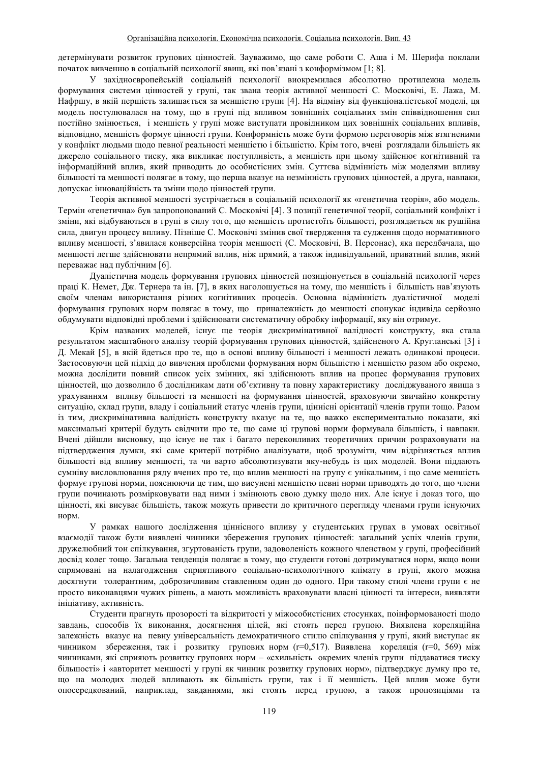детермінувати розвиток групових цінностей. Зауважимо, що саме роботи С. Аша і М. Шерифа поклали початок вивченню в соціальній психології явищ, які пов'язані з конформізмом [1; 8].

У західноєвропейській соціальній психології виокремилася абсолютно протилежна модель формування системи цінностей у групі, так звана теорія активної меншості С. Московічі, Е. Лажа, М. Нафршу, в якій першість залишається за меншістю групи [4]. На відміну від функціоналістської моделі, ця модель постулювалася на тому, що в групі під впливом зовнішніх соціальних змін співвідношення сил постійно змінюється, і меншість у групі може виступати провідником цих зовнішніх соціальних впливів, відповідно, меншість формує цінності групи. Конформність може бути формою переговорів між втягненими у конфлікт людьми щодо певної реальності меншістю і більшістю. Крім того, вчені розглядали більшість як джерело соціального тиску, яка викликає поступливість, а меншість при цьому здійснює когнітивний та інформаційний вплив, який приводить до особистісних змін. Суттєва відмінність між моделями впливу більшості та меншості полягає в тому, що перша вказує на незмінність групових цінностей, а друга, навпаки, допускає інноваційність та зміни щодо цінностей групи.

Теорія активної меншості зустрічається в соціальній психології як «генетична теорія», або модель. Термін «генетична» був запропонований С. Московічі [4]. З позиції генетичної теорії, соціальний конфлікт і зміни, які відбуваються в групі в силу того, що меншість протистоїть більшості, розглядається як рушійна сила, двигун процесу впливу. Пізніше С. Московічі змінив свої твердження та судження щодо нормативного впливу меншості, з'явилася конверсійна теорія меншості (С. Московічі, В. Персонас), яка передбачала, що меншості легше здійснювати непрямий вплив, ніж прямий, а також індивідуальний, приватний вплив, який переважає над публічним [6].

Дуалістична модель формування групових цінностей позиціонується в соціальній психології через праці К. Немет, Дж. Тернера та ін. [7], в яких наголошується на тому, що меншість і більшість нав'язують своїм членам використання різних когнітивних процесів. Основна відмінність дуалістичної моделі формування групових норм полягає в тому, що приналежність до меншості спонукає індивіда серйозно обдумувати відповідні проблеми і здійснювати систематичну обробку інформації, яку він отримує.

Крім названих моделей, існує ще теорія дискримінативної валідності конструкту, яка стала результатом масштабного аналізу теорій формування групових цінностей, здійсненого А. Кругланські [3] і Д. Мекай [5], в якій йдеться про те, що в основі впливу більшості і меншості лежать одинакові процеси. Застосовуючи цей підхід до вивчення проблеми формування норм більшістю і меншістю разом або окремо, можна дослідити повний список усіх змінних, які здійснюють вплив на процес формування групових цінностей, що дозволило б дослідникам дати об'єктивну та повну характеристику досліджуваного явища з урахуванням впливу більшості та меншості на формування цінностей, враховуючи звичайно конкретну ситуацію, склад групи, владу і соціальний статус членів групи, ціннісні орієнтації членів групи тощо. Разом із тим, дискримінативна валідність конструкту вказує на те, що важко експериментально показати, які максимальні критерії будуть свідчити про те, що саме ці групові норми формувала більшість, і навпаки. Вчені дійшли висновку, що існує не так і багато переконливих теоретичних причин розраховувати на підтвердження думки, які саме критерії потрібно аналізувати, щоб зрозуміти, чим відрізняється вплив більшості від впливу меншості, та чи варто абсолютизувати яку-небудь із цих моделей. Вони піддають сумніву висловлювання ряду вчених про те, що вплив меншості на групу є унікальним, і що саме меншість формує групові норми, пояснюючи це тим, що висунені меншістю певні норми приводять до того, що члени групи починають розмірковувати над ними і змінюють свою думку щодо них. Але існує і доказ того, що цінності, які висуває більшість, також можуть привести до критичного перегляду членами групи існуючих норм.

У рамках нашого дослідження ціннісного впливу у студентських групах в умовах освітньої взаємодії також були виявлені чинники збереження групових цінностей: загальний успіх членів групи, дружелюбний тон спілкування, згуртованість групи, задоволеність кожного членством у групі, професійний досвід колег тощо. Загальна тенденція полягає в тому, що студенти готові дотримуватися норм, якщо вони спрямовані на налагодження сприятливого соціально-психологічного клімату в групі, якого можна досягнути толерантним, доброзичливим ставленням один до одного. При такому стилі члени групи є не просто виконавцями чужих рішень, а мають можливість враховувати власні цінності та інтереси, виявляти ініціативу, активність.

Студенти прагнуть прозорості та відкритості у міжособистісних стосунках, поінформованості щодо завдань, способів їх виконання, досягнення цілей, які стоять перед групою. Виявлена кореляційна залежність вказує на певну універсальність демократичного стилю спілкування у групі, який виступає як чинником збереження, так і розвитку групових норм ($r=0{,}517$). Виявлена кореляція ($r=0{,}569$) між чинниками, які сприяють розвитку групових норм – «схильність окремих членів групи піддаватися тиску більшості» і «авторитет меншості у групі як чинник розвитку групових норм», підтверджує думку про те, що на молодих людей впливають як більшість групи, так і її меншість. Цей вплив може бути опосередкований, наприклад, завданнями, які стоять перед групою, а також пропозиціями та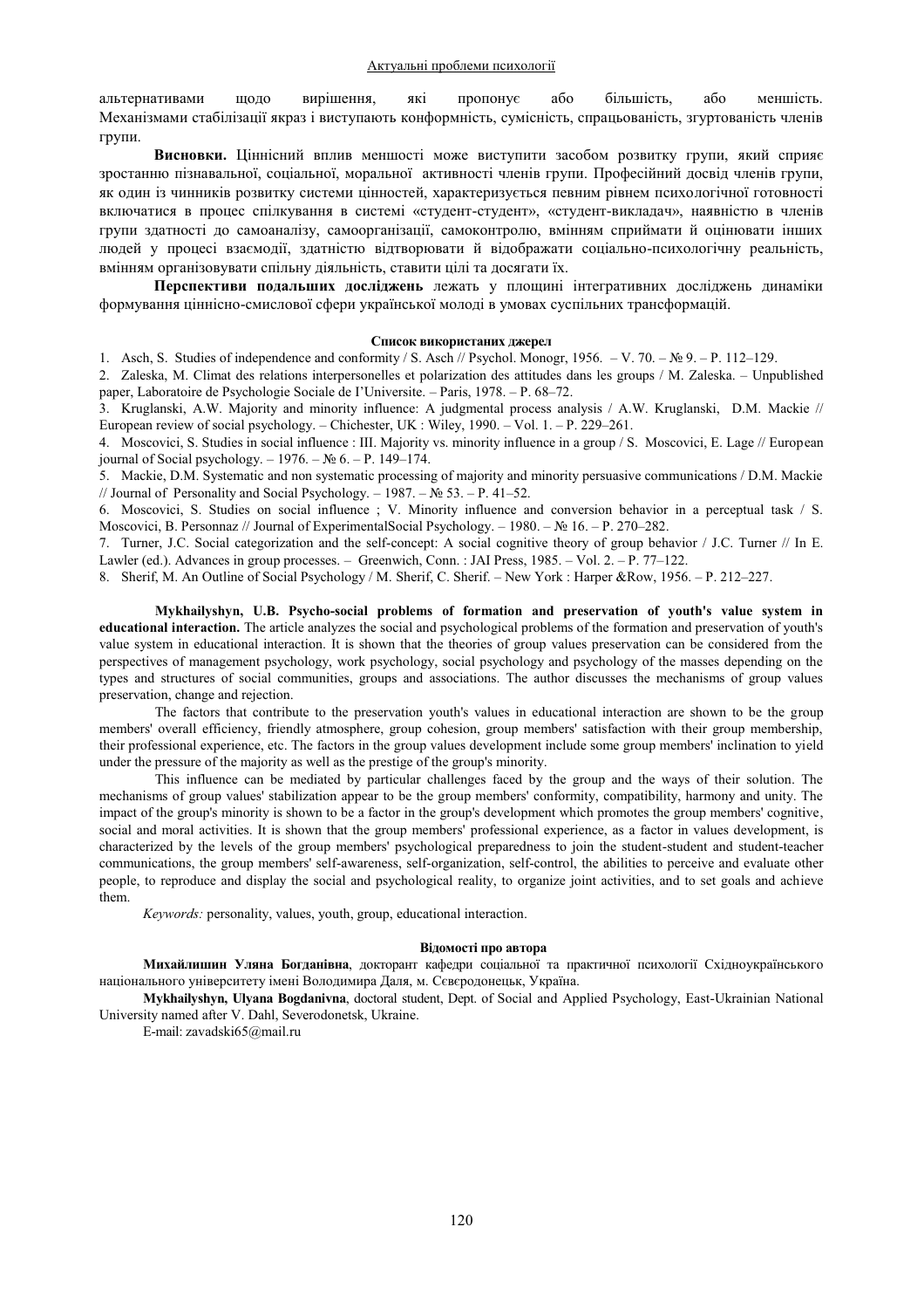альтернативами щодо вирішення, які пропонує або більшість, або меншість. Механізмами стабілізації якраз і виступають конформність, сумісність, спрацьованість, згуртованість членів групи.

**Висновки.** Ціннісний вплив меншості може виступити засобом розвитку групи, який сприяє зростанню пізнавальної, соціальної, моральної активності членів групи. Професійний досвід членів групи, як один із чинників розвитку системи цінностей, характеризується певним рівнем психологічної готовності включатися в процес спілкування в системі «студент-студент», «студент-викладач», наявністю в членів групи здатності до самоаналізу, самоорганізації, самоконтролю, вмінням сприймати й оцінювати інших людей у процесі взаємодії, здатністю відтворювати й відображати соціально-психологічну реальність, вмінням організовувати спільну діяльність, ставити цілі та досягати їх.

**Перспективи подальших досліджень** лежать у площині інтегративних досліджень динаміки формування ціннісно-смислової сфери української молоді в умовах суспільних трансформацій.

### Список використаних джерел

1. Asch, S. Studies of independence and conformity / S. Asch // Psychol. Monogr, 1956. – V. 70. – № 9. – P. 112–129.
2. Zaleska, M. Climat des relations interpersonelles et polarization des attitudes dans les groups / M. Zaleska. – Unpublished paper, Laboratoire de Psychologie Sociale de I'Universite. – Paris, 1978. – P. 68–72.
3. Kruglanski, A.W. Majority and minority influence: A judgmental process analysis / A.W. Kruglanski, D.M. Mackie // European review of social psychology. – Chichester, UK : Wiley, 1990. – Vol. 1. – P. 229–261.
4. Moscovici, S. Studies in social influence : III. Majority vs. minority influence in a group / S. Moscovici, E. Lage // European journal of Social psychology. – 1976. – № 6. – P. 149–174.
5. Mackie, D.M. Systematic and non systematic processing of majority and minority persuasive communications / D.M. Mackie // Journal of Personality and Social Psychology. – 1987. – № 53. – P. 41–52.
6. Moscovici, S. Studies on social influence ; V. Minority influence and conversion behavior in a perceptual task / S. Moscovici, B. Personnaz // Journal of ExperimentalSocial Psychology. – 1980. – № 16. – P. 270–282.
7. Turner, J.C. Social categorization and the self-concept: A social cognitive theory of group behavior / J.C. Turner // In E. Lawler (ed.). Advances in group processes. – Greenwich, Conn. : JAI Press, 1985. – Vol. 2. – P. 77–122.
8. Sherif, M. An Outline of Social Psychology / M. Sherif, C. Sherif. – New York : Harper &Row, 1956. – P. 212–227.

**Mykhailyshyn, U.B. Psycho-social problems of formation and preservation of youth's value system in educational interaction.** The article analyzes the social and psychological problems of the formation and preservation of youth's value system in educational interaction. It is shown that the theories of group values preservation can be considered from the perspectives of management psychology, work psychology, social psychology and psychology of the masses depending on the types and structures of social communities, groups and associations. The author discusses the mechanisms of group values preservation, change and rejection.

The factors that contribute to the preservation youth's values in educational interaction are shown to be the group members' overall efficiency, friendly atmosphere, group cohesion, group members' satisfaction with their group membership, their professional experience, etc. The factors in the group values development include some group members' inclination to yield under the pressure of the majority as well as the prestige of the group's minority.

This influence can be mediated by particular challenges faced by the group and the ways of their solution. The mechanisms of group values' stabilization appear to be the group members' conformity, compatibility, harmony and unity. The impact of the group's minority is shown to be a factor in the group's development which promotes the group members' cognitive, social and moral activities. It is shown that the group members' professional experience, as a factor in values development, is characterized by the levels of the group members' psychological preparedness to join the student-student and student-teacher communications, the group members' self-awareness, self-organization, self-control, the abilities to perceive and evaluate other people, to reproduce and display the social and psychological reality, to organize joint activities, and to set goals and achieve them.

*Keywords:* personality, values, youth, group, educational interaction.

### Відомості про автора

**Михайлишин Уляна Богданівна**, докторант кафедри соціальної та практичної психології Східноукраїнського національного університету імені Володимира Даля, м. Сєвєродонецьк, Україна.

**Mykhailyshyn, Ulyana Bogdanivna**, doctoral student, Dept. of Social and Applied Psychology, East-Ukrainian National University named after V. Dahl, Severodonetsk, Ukraine.

E-mail: zavadski65@mail.ru